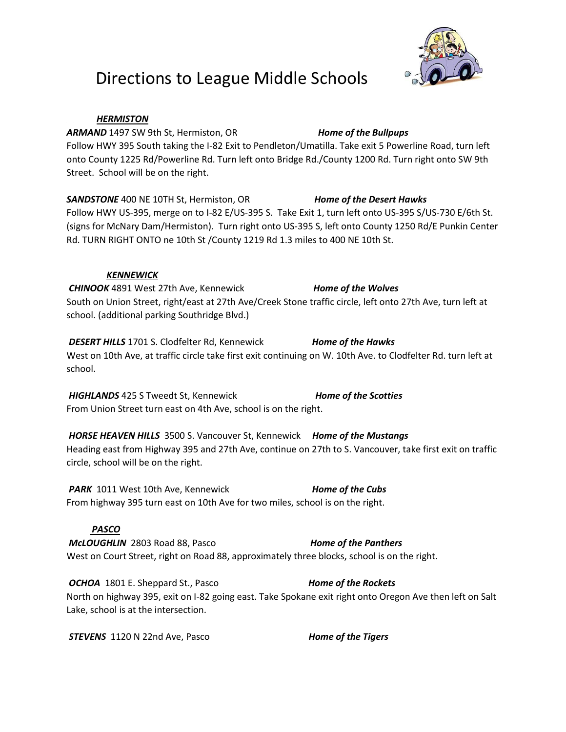# Directions to League Middle Schools

***HERMISTON***

***ARMAND*** 1497 SW 9th St, Hermiston, OR ***Home of the Bullpups***

Follow HWY 395 South taking the I-82 Exit to Pendleton/Umatilla. Take exit 5 Powerline Road, turn left onto County 1225 Rd/Powerline Rd. Turn left onto Bridge Rd./County 1200 Rd. Turn right onto SW 9th Street. School will be on the right.

***SANDSTONE*** 400 NE 10TH St, Hermiston, OR ***Home of the Desert Hawks***

Follow HWY US-395, merge on to I-82 E/US-395 S. Take Exit 1, turn left onto US-395 S/US-730 E/6th St. (signs for McNary Dam/Hermiston). Turn right onto US-395 S, left onto County 1250 Rd/E Punkin Center Rd. TURN RIGHT ONTO ne 10th St /County 1219 Rd 1.3 miles to 400 NE 10th St.

***KENNEWICK***

***CHINOOK*** 4891 West 27th Ave, Kennewick ***Home of the Wolves***

South on Union Street, right/east at 27th Ave/Creek Stone traffic circle, left onto 27th Ave, turn left at school. (additional parking Southridge Blvd.)

***DESERT HILLS*** 1701 S. Clodfelter Rd, Kennewick ***Home of the Hawks***

West on 10th Ave, at traffic circle take first exit continuing on W. 10th Ave. to Clodfelter Rd. turn left at school.

***HIGHLANDS*** 425 S Tweedt St, Kennewick ***Home of the Scotties***

From Union Street turn east on 4th Ave, school is on the right.

***HORSE HEAVEN HILLS*** 3500 S. Vancouver St, Kennewick ***Home of the Mustangs***

Heading east from Highway 395 and 27th Ave, continue on 27th to S. Vancouver, take first exit on traffic circle, school will be on the right.

***PARK*** 1011 West 10th Ave, Kennewick ***Home of the Cubs***

From highway 395 turn east on 10th Ave for two miles, school is on the right.

***PASCO***

***McLOUGHLIN*** 2803 Road 88, Pasco ***Home of the Panthers***

West on Court Street, right on Road 88, approximately three blocks, school is on the right.

***OCHOA*** 1801 E. Sheppard St., Pasco ***Home of the Rockets***

North on highway 395, exit on I-82 going east. Take Spokane exit right onto Oregon Ave then left on Salt Lake, school is at the intersection.

***STEVENS*** 1120 N 22nd Ave, Pasco ***Home of the Tigers***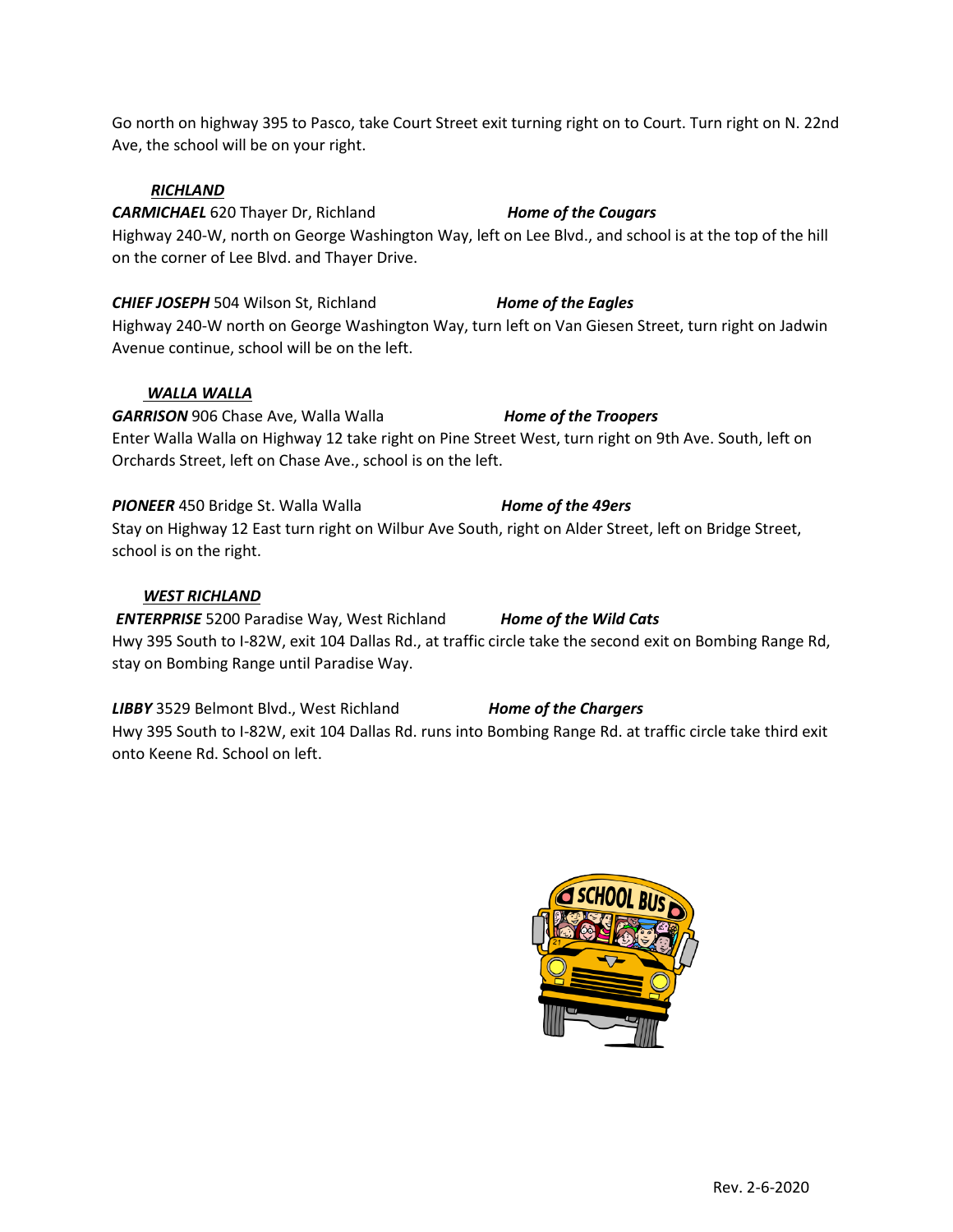Go north on highway 395 to Pasco, take Court Street exit turning right on to Court. Turn right on N. 22nd Ave, the school will be on your right.

***RICHLAND***

***CARMICHAEL*** 620 Thayer Dr, Richland ***Home of the Cougars***
Highway 240-W, north on George Washington Way, left on Lee Blvd., and school is at the top of the hill on the corner of Lee Blvd. and Thayer Drive.

***CHIEF JOSEPH*** 504 Wilson St, Richland ***Home of the Eagles***
Highway 240-W north on George Washington Way, turn left on Van Giesen Street, turn right on Jadwin Avenue continue, school will be on the left.

***WALLA WALLA***

***GARRISON*** 906 Chase Ave, Walla Walla ***Home of the Troopers***
Enter Walla Walla on Highway 12 take right on Pine Street West, turn right on 9th Ave. South, left on Orchards Street, left on Chase Ave., school is on the left.

***PIONEER*** 450 Bridge St. Walla Walla ***Home of the 49ers***
Stay on Highway 12 East turn right on Wilbur Ave South, right on Alder Street, left on Bridge Street, school is on the right.

***WEST RICHLAND***

***ENTERPRISE*** 5200 Paradise Way, West Richland ***Home of the Wild Cats***
Hwy 395 South to I-82W, exit 104 Dallas Rd., at traffic circle take the second exit on Bombing Range Rd, stay on Bombing Range until Paradise Way.

***LIBBY*** 3529 Belmont Blvd., West Richland ***Home of the Chargers***
Hwy 395 South to I-82W, exit 104 Dallas Rd. runs into Bombing Range Rd. at traffic circle take third exit onto Keene Rd. School on left.

Rev. 2-6-2020